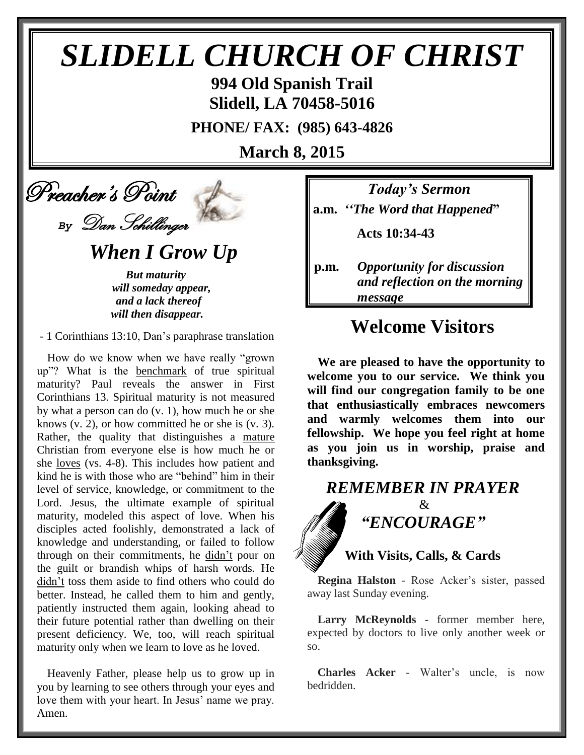# SLIDELL CHURCH OF CHRIST

**994 Old Spanish Trail**
**Slidell, LA 70458-5016**

**PHONE/ FAX: (985) 643-4826**

**March 8, 2015**

## Preacher's Point

*By Dan Schillinger*

### *When I Grow Up*

***But maturity***
***will someday appear,***
***and a lack thereof***
***will then disappear.***

- 1 Corinthians 13:10, Dan's paraphrase translation

How do we know when we have really "grown up"? What is the benchmark of true spiritual maturity? Paul reveals the answer in First Corinthians 13. Spiritual maturity is not measured by what a person can do (v. 1), how much he or she knows (v. 2), or how committed he or she is (v. 3). Rather, the quality that distinguishes a mature Christian from everyone else is how much he or she loves (vs. 4-8). This includes how patient and kind he is with those who are "behind" him in their level of service, knowledge, or commitment to the Lord. Jesus, the ultimate example of spiritual maturity, modeled this aspect of love. When his disciples acted foolishly, demonstrated a lack of knowledge and understanding, or failed to follow through on their commitments, he didn't pour on the guilt or brandish whips of harsh words. He didn't toss them aside to find others who could do better. Instead, he called them to him and gently, patiently instructed them again, looking ahead to their future potential rather than dwelling on their present deficiency. We, too, will reach spiritual maturity only when we learn to love as he loved.

Heavenly Father, please help us to grow up in you by learning to see others through your eyes and love them with your heart. In Jesus' name we pray. Amen.

### *Today's Sermon*

**a.m.** ***"The Word that Happened"***

**Acts 10:34-43**

**p.m.** ***Opportunity for discussion and reflection on the morning message***

## Welcome Visitors

**We are pleased to have the opportunity to welcome you to our service. We think you will find our congregation family to be one that enthusiastically embraces newcomers and warmly welcomes them into our fellowship. We hope you feel right at home as you join us in worship, praise and thanksgiving.**

## *REMEMBER IN PRAYER*
## &
## *"ENCOURAGE"*

### With Visits, Calls, & Cards

**Regina Halston** - Rose Acker's sister, passed away last Sunday evening.

**Larry McReynolds** - former member here, expected by doctors to live only another week or so.

**Charles Acker** - Walter's uncle, is now bedridden.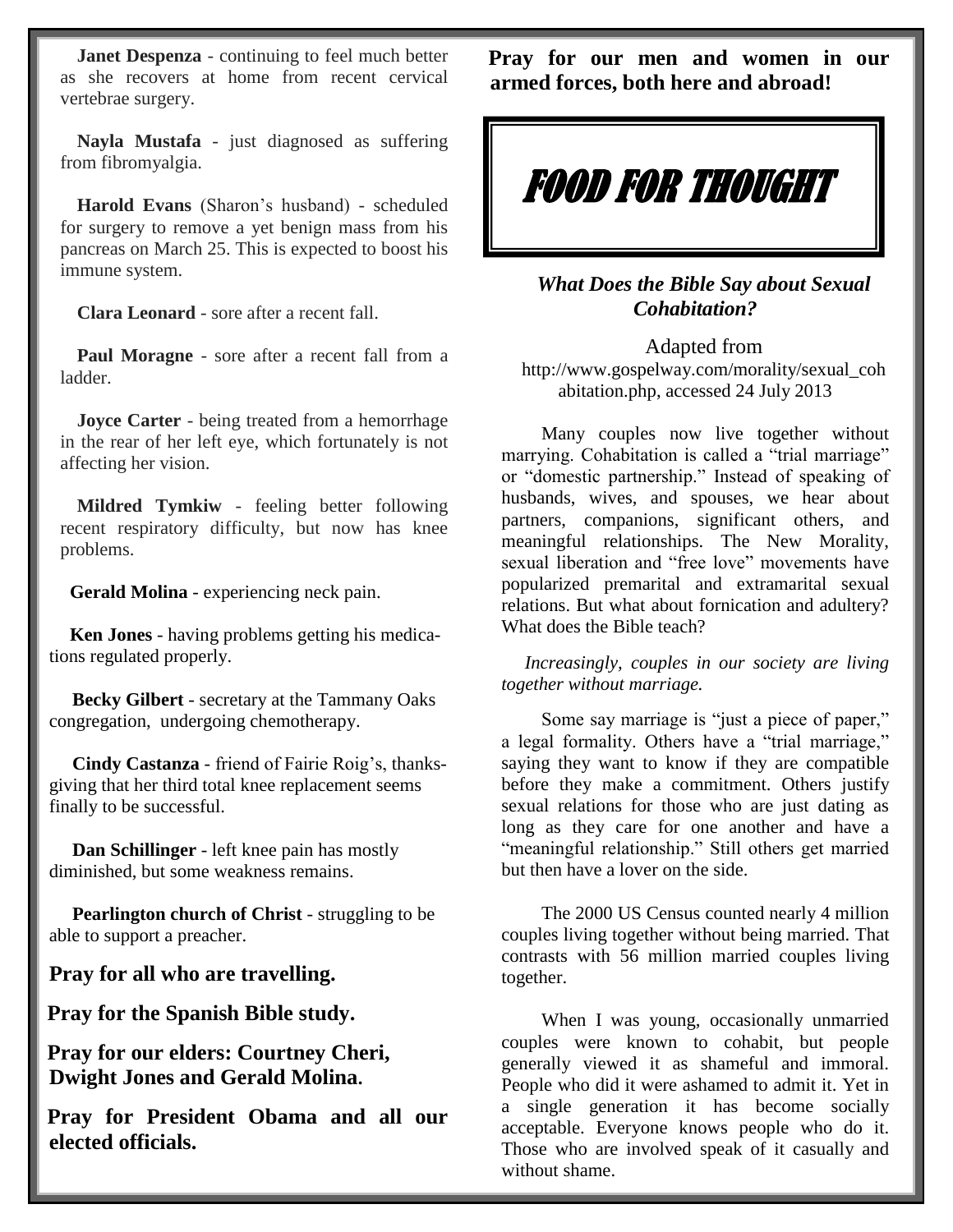**Janet Despenza** - continuing to feel much better as she recovers at home from recent cervical vertebrae surgery.

**Nayla Mustafa** - just diagnosed as suffering from fibromyalgia.

**Harold Evans** (Sharon's husband) - scheduled for surgery to remove a yet benign mass from his pancreas on March 25. This is expected to boost his immune system.

**Clara Leonard** - sore after a recent fall.

**Paul Moragne** - sore after a recent fall from a ladder.

**Joyce Carter** - being treated from a hemorrhage in the rear of her left eye, which fortunately is not affecting her vision.

**Mildred Tymkiw** - feeling better following recent respiratory difficulty, but now has knee problems.

**Gerald Molina** - experiencing neck pain.

**Ken Jones** - having problems getting his medications regulated properly.

**Becky Gilbert** - secretary at the Tammany Oaks congregation, undergoing chemotherapy.

**Cindy Castanza** - friend of Fairie Roig's, thanksgiving that her third total knee replacement seems finally to be successful.

**Dan Schillinger** - left knee pain has mostly diminished, but some weakness remains.

**Pearlington church of Christ** - struggling to be able to support a preacher.

**Pray for all who are travelling.**

**Pray for the Spanish Bible study.**

**Pray for our elders: Courtney Cheri, Dwight Jones and Gerald Molina.**

**Pray for President Obama and all our elected officials.**

**Pray for our men and women in our armed forces, both here and abroad!**

# FOOD FOR THOUGHT

### *What Does the Bible Say about Sexual Cohabitation?*

Adapted from http://www.gospelway.com/morality/sexual_cohabitation.php, accessed 24 July 2013

Many couples now live together without marrying. Cohabitation is called a "trial marriage" or "domestic partnership." Instead of speaking of husbands, wives, and spouses, we hear about partners, companions, significant others, and meaningful relationships. The New Morality, sexual liberation and "free love" movements have popularized premarital and extramarital sexual relations. But what about fornication and adultery? What does the Bible teach?

*Increasingly, couples in our society are living together without marriage.*

Some say marriage is "just a piece of paper," a legal formality. Others have a "trial marriage," saying they want to know if they are compatible before they make a commitment. Others justify sexual relations for those who are just dating as long as they care for one another and have a "meaningful relationship." Still others get married but then have a lover on the side.

The 2000 US Census counted nearly 4 million couples living together without being married. That contrasts with 56 million married couples living together.

When I was young, occasionally unmarried couples were known to cohabit, but people generally viewed it as shameful and immoral. People who did it were ashamed to admit it. Yet in a single generation it has become socially acceptable. Everyone knows people who do it. Those who are involved speak of it casually and without shame.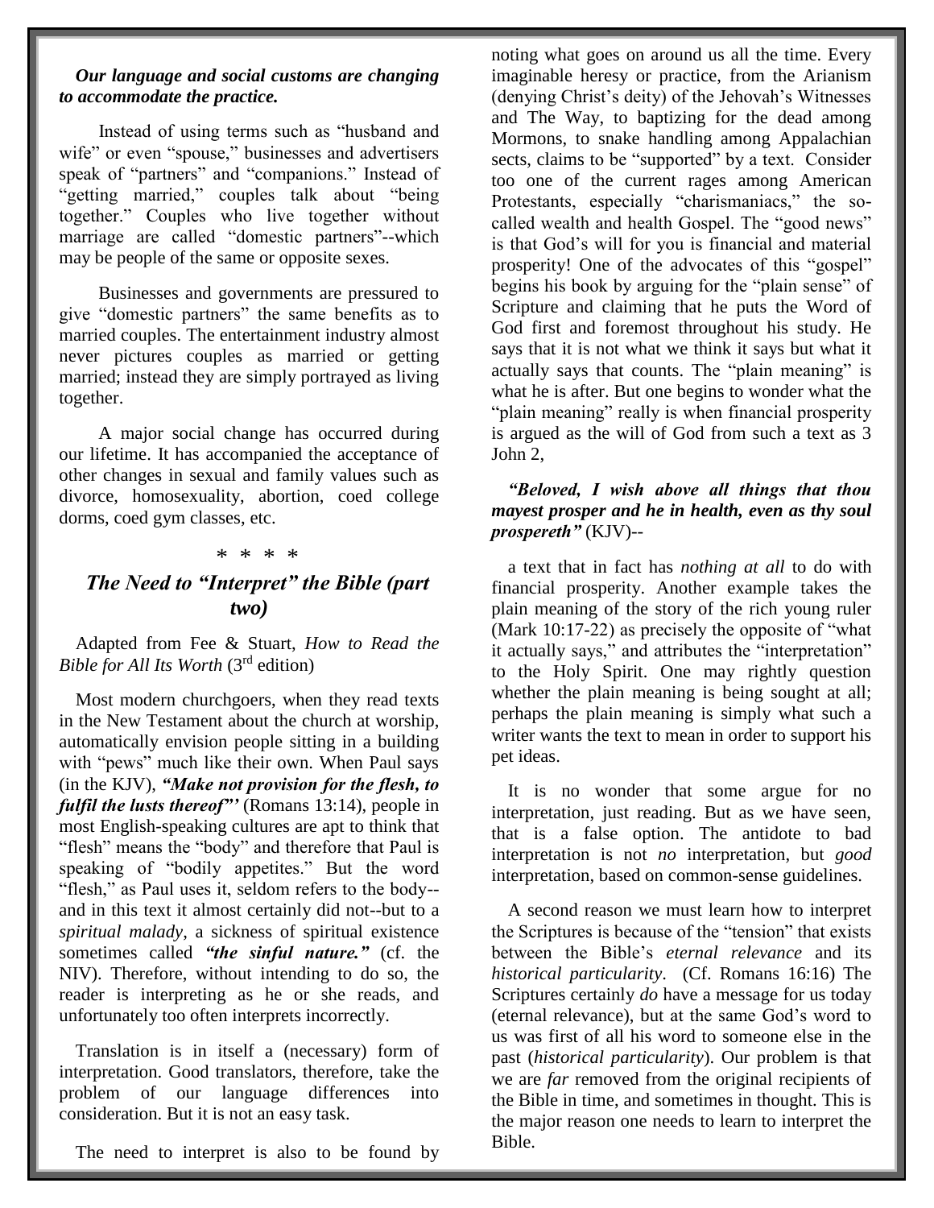***Our language and social customs are changing to accommodate the practice.***

Instead of using terms such as "husband and wife" or even "spouse," businesses and advertisers speak of "partners" and "companions." Instead of "getting married," couples talk about "being together." Couples who live together without marriage are called "domestic partners"--which may be people of the same or opposite sexes.

Businesses and governments are pressured to give "domestic partners" the same benefits as to married couples. The entertainment industry almost never pictures couples as married or getting married; instead they are simply portrayed as living together.

A major social change has occurred during our lifetime. It has accompanied the acceptance of other changes in sexual and family values such as divorce, homosexuality, abortion, coed college dorms, coed gym classes, etc.

\* \* \* \*

## *The Need to "Interpret" the Bible (part two)*

Adapted from Fee & Stuart, *How to Read the Bible for All Its Worth* (3rd edition)

Most modern churchgoers, when they read texts in the New Testament about the church at worship, automatically envision people sitting in a building with "pews" much like their own. When Paul says (in the KJV), ***"Make not provision for the flesh, to fulfil the lusts thereof"'*** (Romans 13:14), people in most English-speaking cultures are apt to think that "flesh" means the "body" and therefore that Paul is speaking of "bodily appetites." But the word "flesh," as Paul uses it, seldom refers to the body--and in this text it almost certainly did not--but to a *spiritual malady*, a sickness of spiritual existence sometimes called ***"the sinful nature."*** (cf. the NIV). Therefore, without intending to do so, the reader is interpreting as he or she reads, and unfortunately too often interprets incorrectly.

Translation is in itself a (necessary) form of interpretation. Good translators, therefore, take the problem of our language differences into consideration. But it is not an easy task.

The need to interpret is also to be found by noting what goes on around us all the time. Every imaginable heresy or practice, from the Arianism (denying Christ's deity) of the Jehovah's Witnesses and The Way, to baptizing for the dead among Mormons, to snake handling among Appalachian sects, claims to be "supported" by a text. Consider too one of the current rages among American Protestants, especially "charismaniacs," the so-called wealth and health Gospel. The "good news" is that God's will for you is financial and material prosperity! One of the advocates of this "gospel" begins his book by arguing for the "plain sense" of Scripture and claiming that he puts the Word of God first and foremost throughout his study. He says that it is not what we think it says but what it actually says that counts. The "plain meaning" is what he is after. But one begins to wonder what the "plain meaning" really is when financial prosperity is argued as the will of God from such a text as 3 John 2,

***"Beloved, I wish above all things that thou mayest prosper and he in health, even as thy soul prospereth"*** (KJV)--

a text that in fact has *nothing at all* to do with financial prosperity. Another example takes the plain meaning of the story of the rich young ruler (Mark 10:17-22) as precisely the opposite of "what it actually says," and attributes the "interpretation" to the Holy Spirit. One may rightly question whether the plain meaning is being sought at all; perhaps the plain meaning is simply what such a writer wants the text to mean in order to support his pet ideas.

It is no wonder that some argue for no interpretation, just reading. But as we have seen, that is a false option. The antidote to bad interpretation is not *no* interpretation, but *good* interpretation, based on common-sense guidelines.

A second reason we must learn how to interpret the Scriptures is because of the "tension" that exists between the Bible's *eternal relevance* and its *historical particularity*. (Cf. Romans 16:16) The Scriptures certainly *do* have a message for us today (eternal relevance), but at the same God's word to us was first of all his word to someone else in the past (*historical particularity*). Our problem is that we are *far* removed from the original recipients of the Bible in time, and sometimes in thought. This is the major reason one needs to learn to interpret the Bible.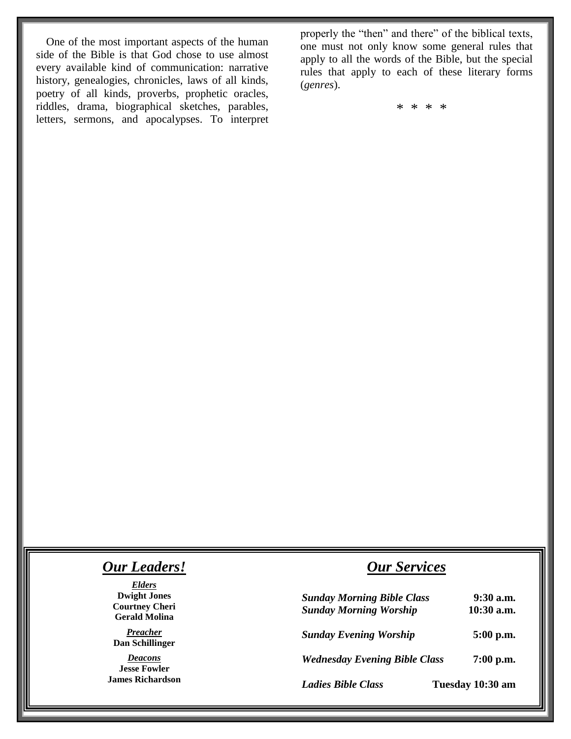One of the most important aspects of the human side of the Bible is that God chose to use almost every available kind of communication: narrative history, genealogies, chronicles, laws of all kinds, poetry of all kinds, proverbs, prophetic oracles, riddles, drama, biographical sketches, parables, letters, sermons, and apocalypses. To interpret properly the "then" and there" of the biblical texts, one must not only know some general rules that apply to all the words of the Bible, but the special rules that apply to each of these literary forms (*genres*).

\* \* \* \*

## *Our Leaders!*

***Elders***
**Dwight Jones**
**Courtney Cheri**
**Gerald Molina**

***Preacher***
**Dan Schillinger**

***Deacons***
**Jesse Fowler**
**James Richardson**

## *Our Services*

| | |
|---|---|
| ***Sunday Morning Bible Class*** | **9:30 a.m.** |
| ***Sunday Morning Worship*** | **10:30 a.m.** |
| ***Sunday Evening Worship*** | **5:00 p.m.** |
| ***Wednesday Evening Bible Class*** | **7:00 p.m.** |
| ***Ladies Bible Class*** | **Tuesday 10:30 am** |